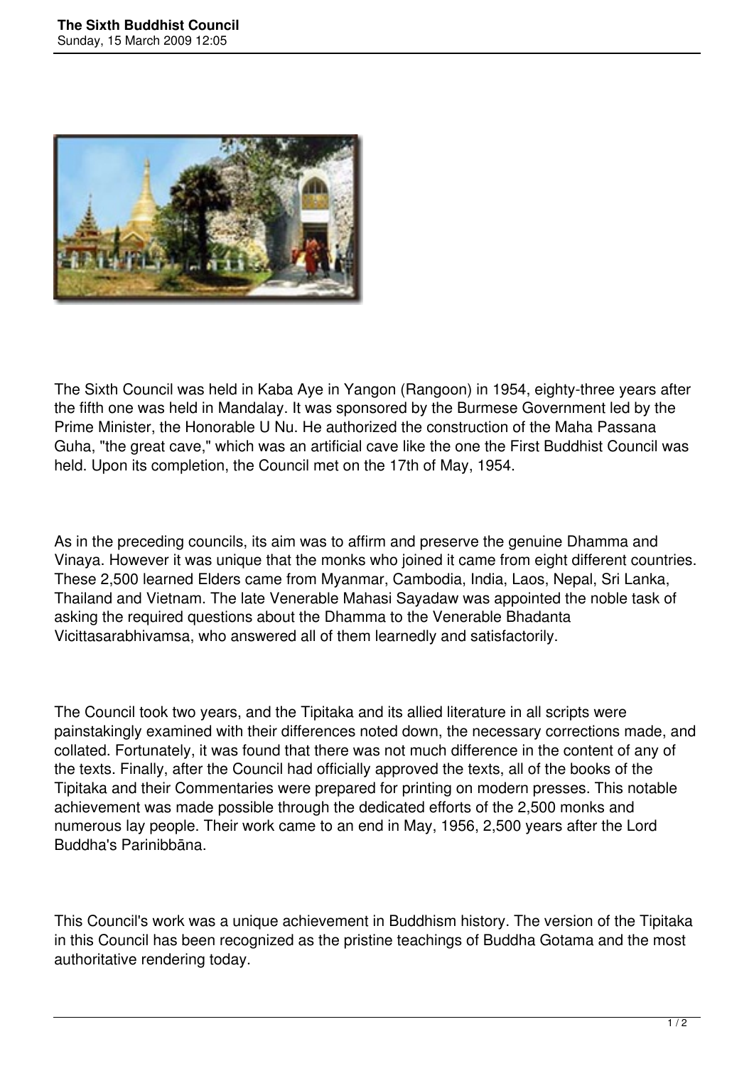# The Sixth Buddhist Council

Sunday, 15 March 2009 12:05

The Sixth Council was held in Kaba Aye in Yangon (Rangoon) in 1954, eighty-three years after the fifth one was held in Mandalay. It was sponsored by the Burmese Government led by the Prime Minister, the Honorable U Nu. He authorized the construction of the Maha Passana Guha, "the great cave," which was an artificial cave like the one the First Buddhist Council was held. Upon its completion, the Council met on the 17th of May, 1954.

As in the preceding councils, its aim was to affirm and preserve the genuine Dhamma and Vinaya. However it was unique that the monks who joined it came from eight different countries. These 2,500 learned Elders came from Myanmar, Cambodia, India, Laos, Nepal, Sri Lanka, Thailand and Vietnam. The late Venerable Mahasi Sayadaw was appointed the noble task of asking the required questions about the Dhamma to the Venerable Bhadanta Vicittasarabhivamsa, who answered all of them learnedly and satisfactorily.

The Council took two years, and the Tipitaka and its allied literature in all scripts were painstakingly examined with their differences noted down, the necessary corrections made, and collated. Fortunately, it was found that there was not much difference in the content of any of the texts. Finally, after the Council had officially approved the texts, all of the books of the Tipitaka and their Commentaries were prepared for printing on modern presses. This notable achievement was made possible through the dedicated efforts of the 2,500 monks and numerous lay people. Their work came to an end in May, 1956, 2,500 years after the Lord Buddha's Parinibbāna.

This Council's work was a unique achievement in Buddhism history. The version of the Tipitaka in this Council has been recognized as the pristine teachings of Buddha Gotama and the most authoritative rendering today.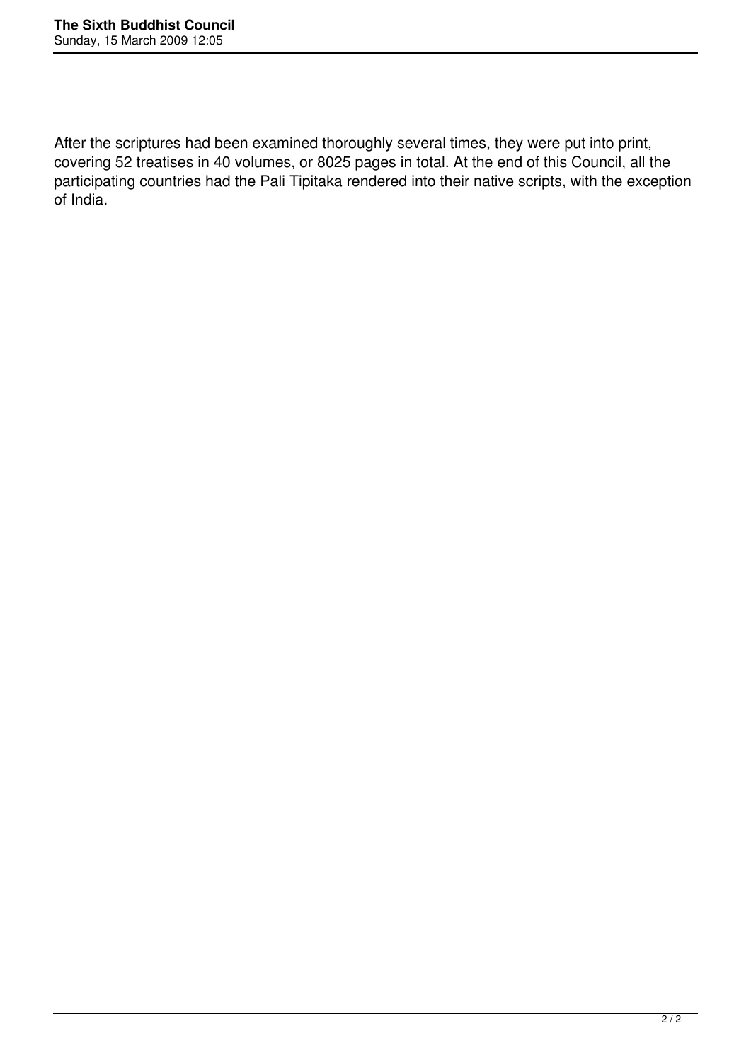After the scriptures had been examined thoroughly several times, they were put into print, covering 52 treatises in 40 volumes, or 8025 pages in total. At the end of this Council, all the participating countries had the Pali Tipitaka rendered into their native scripts, with the exception of India.